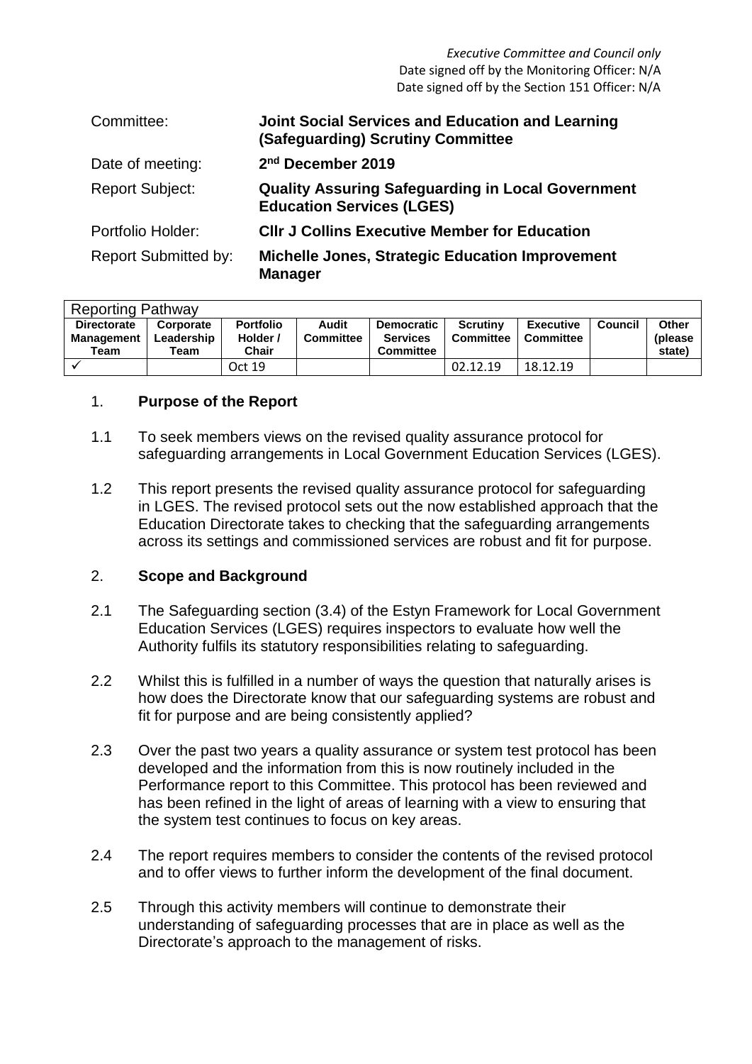*Executive Committee and Council only*
Date signed off by the Monitoring Officer: N/A
Date signed off by the Section 151 Officer: N/A

| | |
|---|---|
| Committee: | **Joint Social Services and Education and Learning (Safeguarding) Scrutiny Committee** |
| Date of meeting: | **2nd December 2019** |
| Report Subject: | **Quality Assuring Safeguarding in Local Government Education Services (LGES)** |
| Portfolio Holder: | **Cllr J Collins Executive Member for Education** |
| Report Submitted by: | **Michelle Jones, Strategic Education Improvement Manager** |

| Reporting Pathway | | | | | | | | |
|---|---|---|---|---|---|---|---|---|
| **Directorate Management Team** | **Corporate Leadership Team** | **Portfolio Holder / Chair** | **Audit Committee** | **Democratic Services Committee** | **Scrutiny Committee** | **Executive Committee** | **Council** | **Other (please state)** |
| ✓ | | Oct 19 | | | 02.12.19 | 18.12.19 | | |

## 1. Purpose of the Report

1.1 To seek members views on the revised quality assurance protocol for safeguarding arrangements in Local Government Education Services (LGES).

1.2 This report presents the revised quality assurance protocol for safeguarding in LGES. The revised protocol sets out the now established approach that the Education Directorate takes to checking that the safeguarding arrangements across its settings and commissioned services are robust and fit for purpose.

## 2. Scope and Background

2.1 The Safeguarding section (3.4) of the Estyn Framework for Local Government Education Services (LGES) requires inspectors to evaluate how well the Authority fulfils its statutory responsibilities relating to safeguarding.

2.2 Whilst this is fulfilled in a number of ways the question that naturally arises is how does the Directorate know that our safeguarding systems are robust and fit for purpose and are being consistently applied?

2.3 Over the past two years a quality assurance or system test protocol has been developed and the information from this is now routinely included in the Performance report to this Committee. This protocol has been reviewed and has been refined in the light of areas of learning with a view to ensuring that the system test continues to focus on key areas.

2.4 The report requires members to consider the contents of the revised protocol and to offer views to further inform the development of the final document.

2.5 Through this activity members will continue to demonstrate their understanding of safeguarding processes that are in place as well as the Directorate's approach to the management of risks.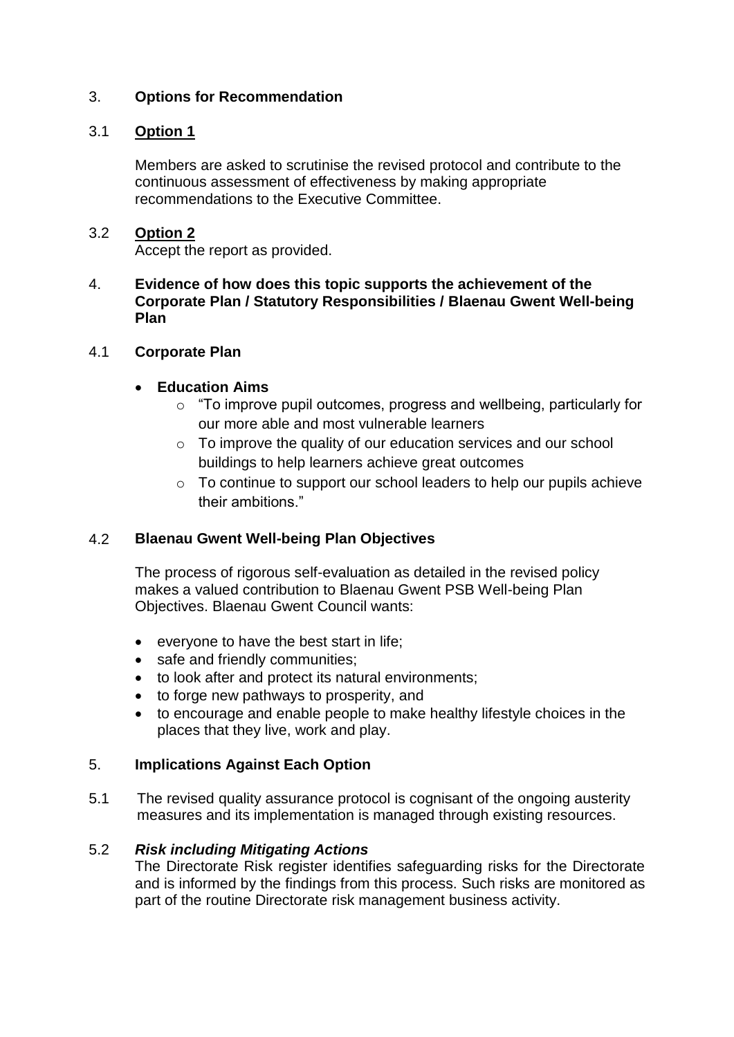## 3. **Options for Recommendation**

### 3.1 **Option 1**

Members are asked to scrutinise the revised protocol and contribute to the continuous assessment of effectiveness by making appropriate recommendations to the Executive Committee.

### 3.2 **Option 2**

Accept the report as provided.

## 4. **Evidence of how does this topic supports the achievement of the Corporate Plan / Statutory Responsibilities / Blaenau Gwent Well-being Plan**

### 4.1 **Corporate Plan**

- **Education Aims**
  - "To improve pupil outcomes, progress and wellbeing, particularly for our more able and most vulnerable learners
  - To improve the quality of our education services and our school buildings to help learners achieve great outcomes
  - To continue to support our school leaders to help our pupils achieve their ambitions."

### 4.2 **Blaenau Gwent Well-being Plan Objectives**

The process of rigorous self-evaluation as detailed in the revised policy makes a valued contribution to Blaenau Gwent PSB Well-being Plan Objectives. Blaenau Gwent Council wants:

- everyone to have the best start in life;
- safe and friendly communities;
- to look after and protect its natural environments;
- to forge new pathways to prosperity, and
- to encourage and enable people to make healthy lifestyle choices in the places that they live, work and play.

## 5. **Implications Against Each Option**

5.1 The revised quality assurance protocol is cognisant of the ongoing austerity measures and its implementation is managed through existing resources.

### 5.2 ***Risk including Mitigating Actions***

The Directorate Risk register identifies safeguarding risks for the Directorate and is informed by the findings from this process. Such risks are monitored as part of the routine Directorate risk management business activity.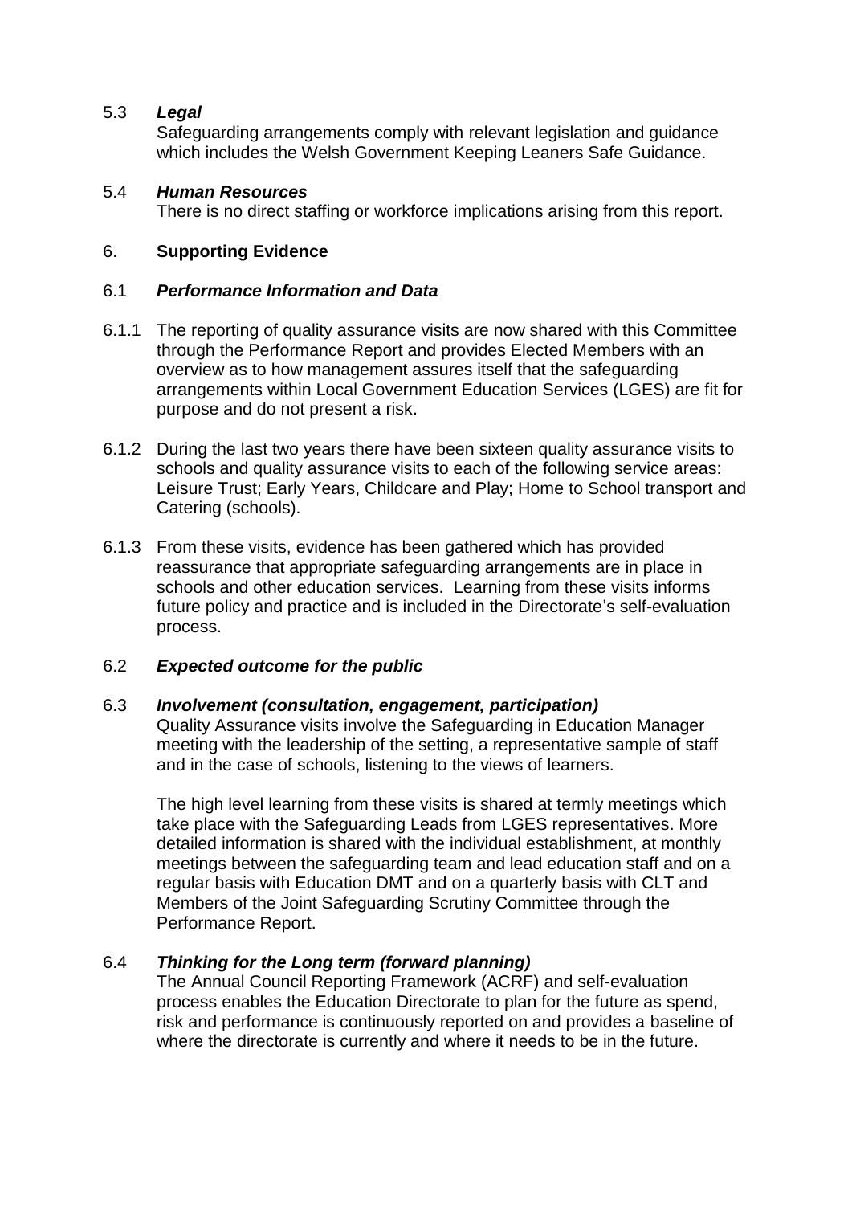5.3 ***Legal***

Safeguarding arrangements comply with relevant legislation and guidance which includes the Welsh Government Keeping Leaners Safe Guidance.

5.4 ***Human Resources***

There is no direct staffing or workforce implications arising from this report.

## 6. Supporting Evidence

6.1 ***Performance Information and Data***

6.1.1 The reporting of quality assurance visits are now shared with this Committee through the Performance Report and provides Elected Members with an overview as to how management assures itself that the safeguarding arrangements within Local Government Education Services (LGES) are fit for purpose and do not present a risk.

6.1.2 During the last two years there have been sixteen quality assurance visits to schools and quality assurance visits to each of the following service areas: Leisure Trust; Early Years, Childcare and Play; Home to School transport and Catering (schools).

6.1.3 From these visits, evidence has been gathered which has provided reassurance that appropriate safeguarding arrangements are in place in schools and other education services. Learning from these visits informs future policy and practice and is included in the Directorate's self-evaluation process.

6.2 ***Expected outcome for the public***

6.3 ***Involvement (consultation, engagement, participation)***

Quality Assurance visits involve the Safeguarding in Education Manager meeting with the leadership of the setting, a representative sample of staff and in the case of schools, listening to the views of learners.

The high level learning from these visits is shared at termly meetings which take place with the Safeguarding Leads from LGES representatives. More detailed information is shared with the individual establishment, at monthly meetings between the safeguarding team and lead education staff and on a regular basis with Education DMT and on a quarterly basis with CLT and Members of the Joint Safeguarding Scrutiny Committee through the Performance Report.

6.4 ***Thinking for the Long term (forward planning)***

The Annual Council Reporting Framework (ACRF) and self-evaluation process enables the Education Directorate to plan for the future as spend, risk and performance is continuously reported on and provides a baseline of where the directorate is currently and where it needs to be in the future.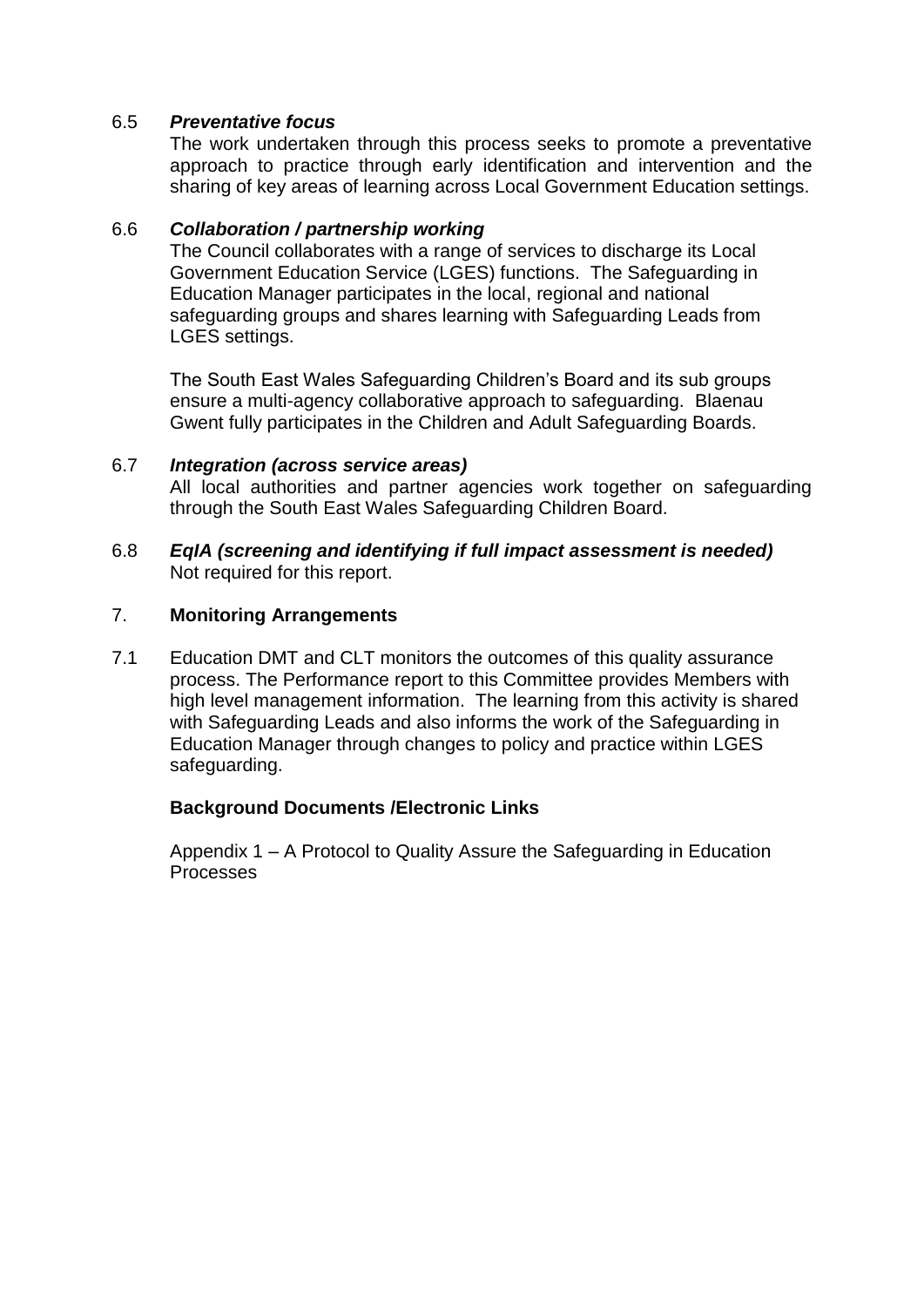6.5 ***Preventative focus***

The work undertaken through this process seeks to promote a preventative approach to practice through early identification and intervention and the sharing of key areas of learning across Local Government Education settings.

6.6 ***Collaboration / partnership working***

The Council collaborates with a range of services to discharge its Local Government Education Service (LGES) functions. The Safeguarding in Education Manager participates in the local, regional and national safeguarding groups and shares learning with Safeguarding Leads from LGES settings.

The South East Wales Safeguarding Children's Board and its sub groups ensure a multi-agency collaborative approach to safeguarding. Blaenau Gwent fully participates in the Children and Adult Safeguarding Boards.

6.7 ***Integration (across service areas)***

All local authorities and partner agencies work together on safeguarding through the South East Wales Safeguarding Children Board.

6.8 ***EqIA (screening and identifying if full impact assessment is needed)***

Not required for this report.

## 7. Monitoring Arrangements

7.1 Education DMT and CLT monitors the outcomes of this quality assurance process. The Performance report to this Committee provides Members with high level management information. The learning from this activity is shared with Safeguarding Leads and also informs the work of the Safeguarding in Education Manager through changes to policy and practice within LGES safeguarding.

**Background Documents /Electronic Links**

Appendix 1 – A Protocol to Quality Assure the Safeguarding in Education Processes